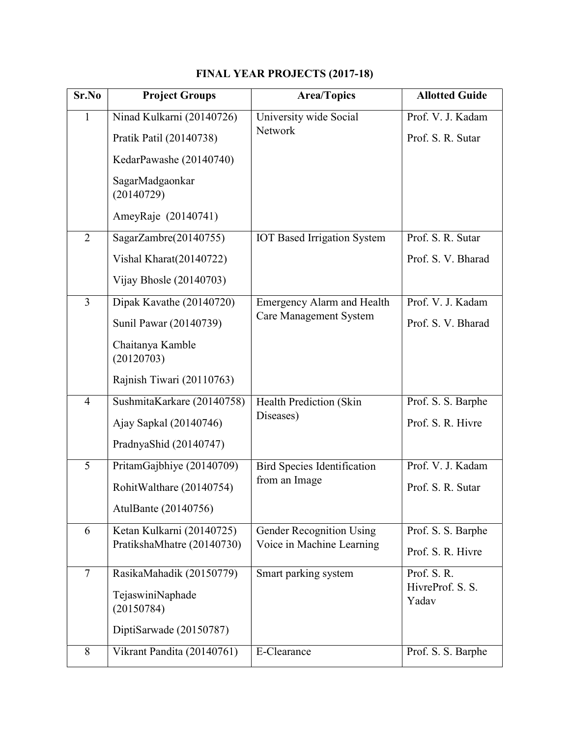# FINAL YEAR PROJECTS (2017-18)

| Sr.No | Project Groups | Area/Topics | Allotted Guide |
|---|---|---|---|
| 1 | Ninad Kulkarni (20140726)<br>Pratik Patil (20140738)<br>KedarPawashe (20140740)<br>SagarMadgaonkar (20140729)<br>AmeyRaje (20140741) | University wide Social Network | Prof. V. J. Kadam<br>Prof. S. R. Sutar |
| 2 | SagarZambre(20140755)<br>Vishal Kharat(20140722)<br>Vijay Bhosle (20140703) | IOT Based Irrigation System | Prof. S. R. Sutar<br>Prof. S. V. Bharad |
| 3 | Dipak Kavathe (20140720)<br>Sunil Pawar (20140739)<br>Chaitanya Kamble (20120703)<br>Rajnish Tiwari (20110763) | Emergency Alarm and Health Care Management System | Prof. V. J. Kadam<br>Prof. S. V. Bharad |
| 4 | SushmitaKarkare (20140758)<br>Ajay Sapkal (20140746)<br>PradnyaShid (20140747) | Health Prediction (Skin Diseases) | Prof. S. S. Barphe<br>Prof. S. R. Hivre |
| 5 | PritamGajbhiye (20140709)<br>RohitWalthare (20140754)<br>AtulBante (20140756) | Bird Species Identification from an Image | Prof. V. J. Kadam<br>Prof. S. R. Sutar |
| 6 | Ketan Kulkarni (20140725)<br>PratikshaMhatre (20140730) | Gender Recognition Using Voice in Machine Learning | Prof. S. S. Barphe<br>Prof. S. R. Hivre |
| 7 | RasikaMahadik (20150779)<br>TejaswiniNaphade (20150784)<br>DiptiSarwade (20150787) | Smart parking system | Prof. S. R. HivreProf. S. S. Yadav |
| 8 | Vikrant Pandita (20140761) | E-Clearance | Prof. S. S. Barphe |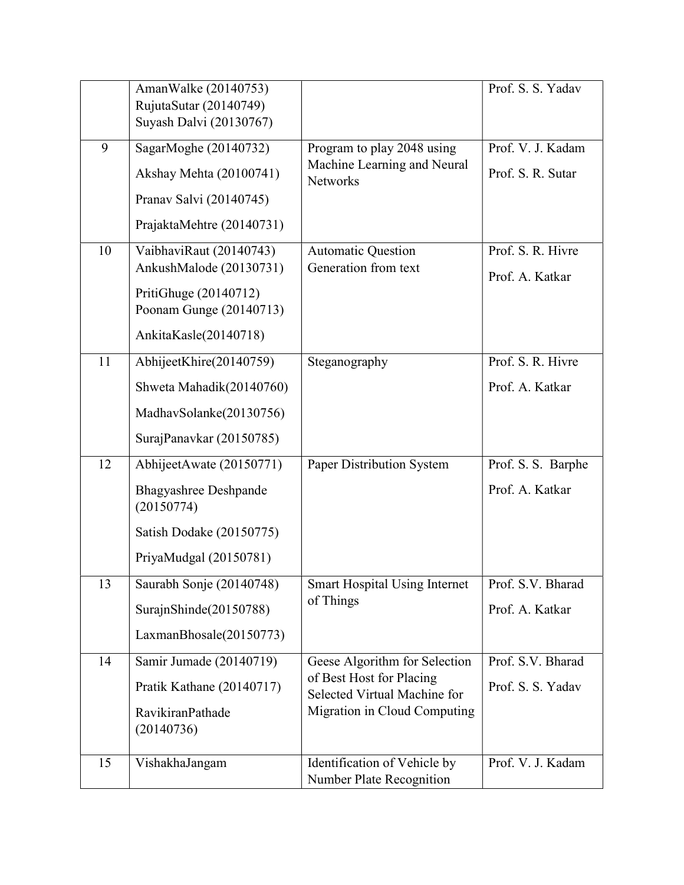| | | | |
|---|---|---|---|
| | AmanWalke (20140753)<br>RujutaSutar (20140749)<br>Suyash Dalvi (20130767) | | Prof. S. S. Yadav |
| 9 | SagarMoghe (20140732)<br>Akshay Mehta (20100741)<br>Pranav Salvi (20140745)<br>PrajaktaMehtre (20140731) | Program to play 2048 using Machine Learning and Neural Networks | Prof. V. J. Kadam<br>Prof. S. R. Sutar |
| 10 | VaibhaviRaut (20140743)<br>AnkushMalode (20130731)<br>PritiGhuge (20140712)<br>Poonam Gunge (20140713)<br>AnkitaKasle(20140718) | Automatic Question Generation from text | Prof. S. R. Hivre<br>Prof. A. Katkar |
| 11 | AbhijeetKhire(20140759)<br>Shweta Mahadik(20140760)<br>MadhavSolanke(20130756)<br>SurajPanavkar (20150785) | Steganography | Prof. S. R. Hivre<br>Prof. A. Katkar |
| 12 | AbhijeetAwate (20150771)<br>Bhagyashree Deshpande (20150774)<br>Satish Dodake (20150775)<br>PriyaMudgal (20150781) | Paper Distribution System | Prof. S. S. Barphe<br>Prof. A. Katkar |
| 13 | Saurabh Sonje (20140748)<br>SurajnShinde(20150788)<br>LaxmanBhosale(20150773) | Smart Hospital Using Internet of Things | Prof. S.V. Bharad<br>Prof. A. Katkar |
| 14 | Samir Jumade (20140719)<br>Pratik Kathane (20140717)<br>RavikiranPathade (20140736) | Geese Algorithm for Selection of Best Host for Placing Selected Virtual Machine for Migration in Cloud Computing | Prof. S.V. Bharad<br>Prof. S. S. Yadav |
| 15 | VishakhaJangam | Identification of Vehicle by Number Plate Recognition | Prof. V. J. Kadam |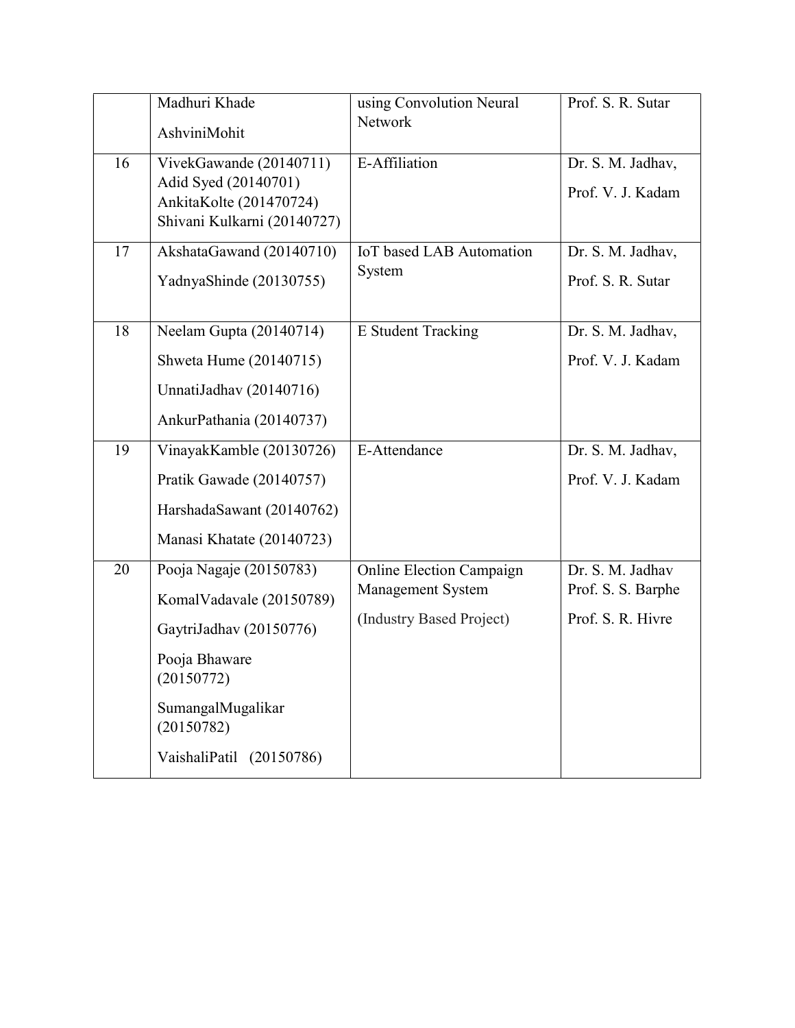| | | | |
|---|---|---|---|
| | Madhuri Khade<br>AshviniMohit | using Convolution Neural Network | Prof. S. R. Sutar |
| 16 | VivekGawande (20140711)<br>Adid Syed (20140701)<br>AnkitaKolte (201470724)<br>Shivani Kulkarni (20140727) | E-Affiliation | Dr. S. M. Jadhav,<br>Prof. V. J. Kadam |
| 17 | AkshataGawand (20140710)<br>YadnyaShinde (20130755) | IoT based LAB Automation System | Dr. S. M. Jadhav,<br>Prof. S. R. Sutar |
| 18 | Neelam Gupta (20140714)<br>Shweta Hume (20140715)<br>UnnatiJadhav (20140716)<br>AnkurPathania (20140737) | E Student Tracking | Dr. S. M. Jadhav,<br>Prof. V. J. Kadam |
| 19 | VinayakKamble (20130726)<br>Pratik Gawade (20140757)<br>HarshadaSawant (20140762)<br>Manasi Khatate (20140723) | E-Attendance | Dr. S. M. Jadhav,<br>Prof. V. J. Kadam |
| 20 | Pooja Nagaje (20150783)<br>KomalVadavale (20150789)<br>GaytriJadhav (20150776)<br>Pooja Bhaware (20150772)<br>SumangalMugalikar (20150782)<br>VaishaliPatil (20150786) | Online Election Campaign Management System<br>(Industry Based Project) | Dr. S. M. Jadhav<br>Prof. S. S. Barphe<br>Prof. S. R. Hivre |